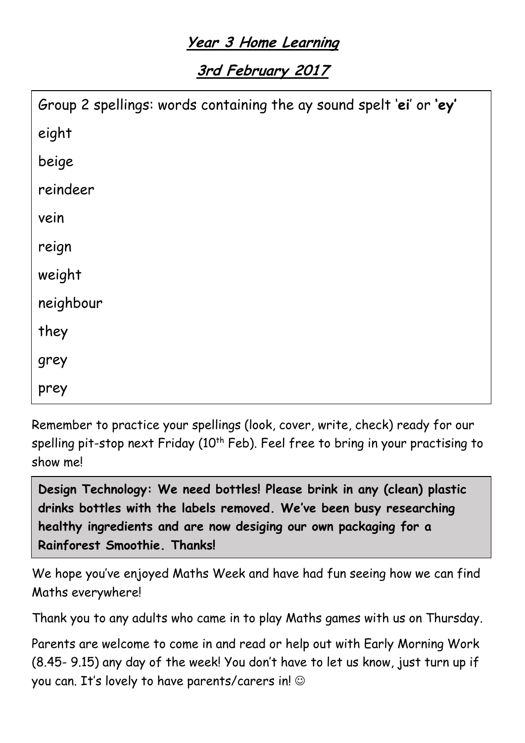# Year 3 Home Learning

## 3rd February 2017

Group 2 spellings: words containing the ay sound spelt '**ei**' or **'ey'**

- eight
- beige
- reindeer
- vein
- reign
- weight
- neighbour
- they
- grey
- prey

Remember to practice your spellings (look, cover, write, check) ready for our spelling pit-stop next Friday (10th Feb). Feel free to bring in your practising to show me!

**Design Technology: We need bottles! Please brink in any (clean) plastic drinks bottles with the labels removed. We've been busy researching healthy ingredients and are now desiging our own packaging for a Rainforest Smoothie. Thanks!**

We hope you've enjoyed Maths Week and have had fun seeing how we can find Maths everywhere!

Thank you to any adults who came in to play Maths games with us on Thursday.

Parents are welcome to come in and read or help out with Early Morning Work (8.45- 9.15) any day of the week! You don't have to let us know, just turn up if you can. It's lovely to have parents/carers in! ☺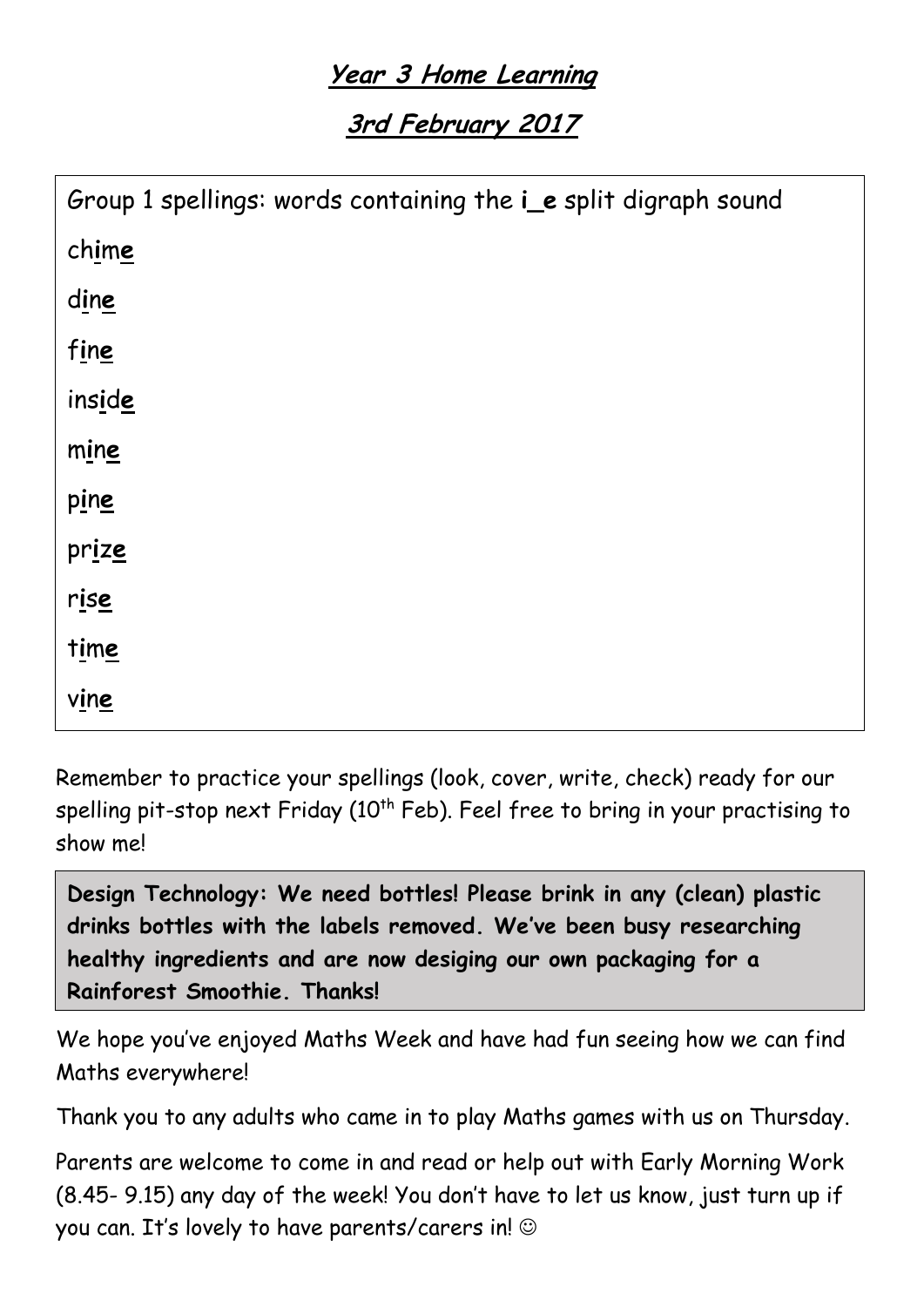# Year 3 Home Learning

## 3rd February 2017

Group 1 spellings: words containing the **i_e** split digraph sound

chime

dine

fine

inside

mine

pine

prize

rise

time

vine

Remember to practice your spellings (look, cover, write, check) ready for our spelling pit-stop next Friday (10th Feb). Feel free to bring in your practising to show me!

**Design Technology: We need bottles! Please brink in any (clean) plastic drinks bottles with the labels removed. We've been busy researching healthy ingredients and are now desiging our own packaging for a Rainforest Smoothie. Thanks!**

We hope you've enjoyed Maths Week and have had fun seeing how we can find Maths everywhere!

Thank you to any adults who came in to play Maths games with us on Thursday.

Parents are welcome to come in and read or help out with Early Morning Work (8.45- 9.15) any day of the week! You don't have to let us know, just turn up if you can. It's lovely to have parents/carers in! ☺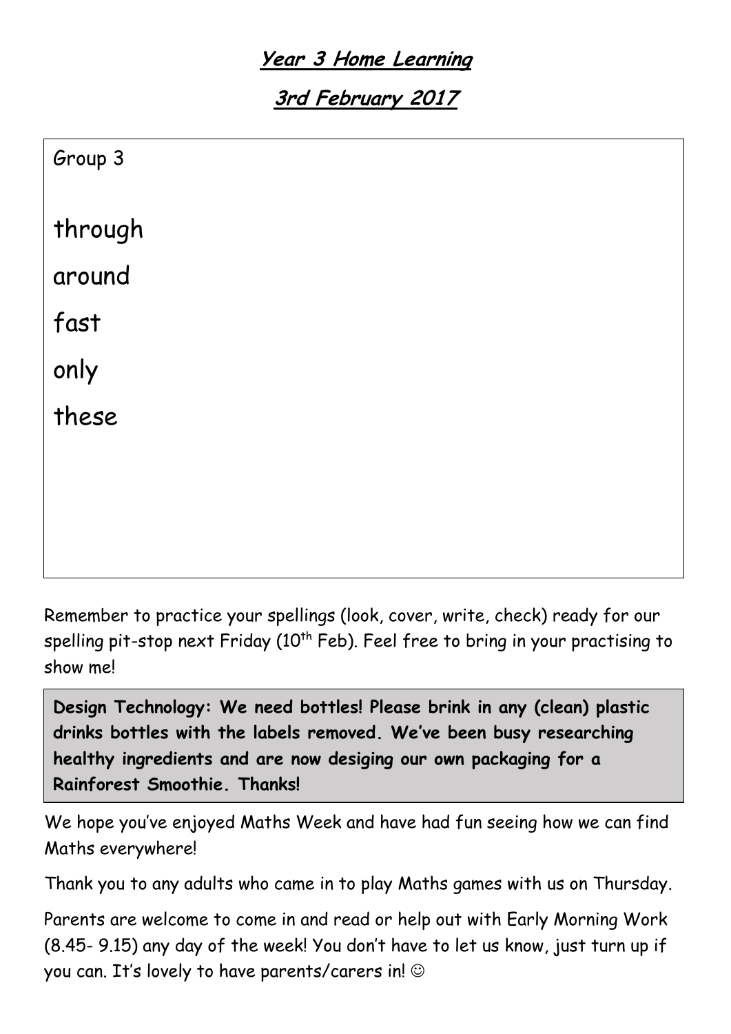## **Year 3 Home Learning**

## **3rd February 2017**

Group 3

through

around

fast

only

these

Remember to practice your spellings (look, cover, write, check) ready for our spelling pit-stop next Friday (10th Feb). Feel free to bring in your practising to show me!

**Design Technology: We need bottles! Please brink in any (clean) plastic drinks bottles with the labels removed. We've been busy researching healthy ingredients and are now desiging our own packaging for a Rainforest Smoothie. Thanks!**

We hope you've enjoyed Maths Week and have had fun seeing how we can find Maths everywhere!

Thank you to any adults who came in to play Maths games with us on Thursday.

Parents are welcome to come in and read or help out with Early Morning Work (8.45- 9.15) any day of the week! You don't have to let us know, just turn up if you can. It's lovely to have parents/carers in! ☺